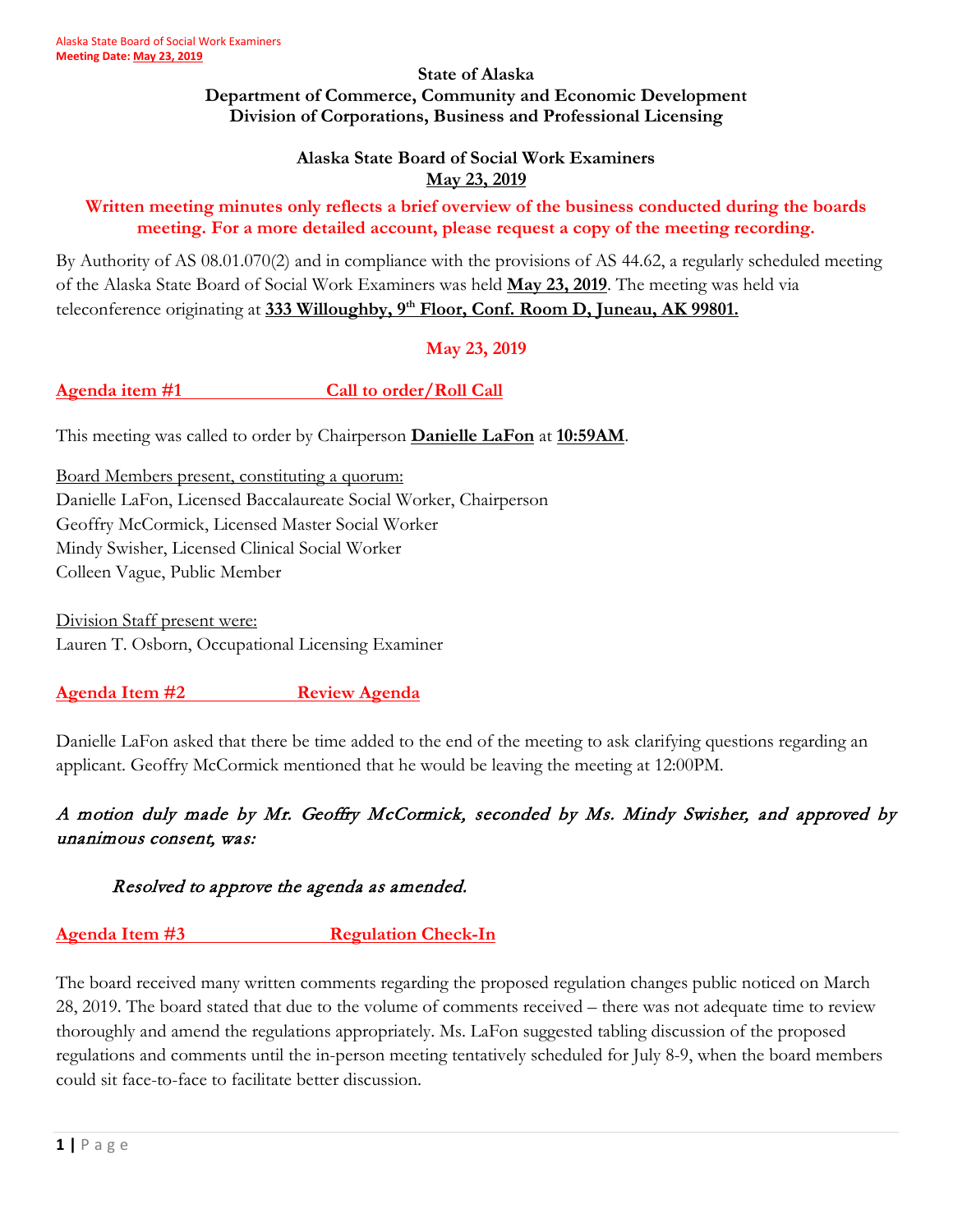**State of Alaska**
**Department of Commerce, Community and Economic Development**
**Division of Corporations, Business and Professional Licensing**

**Alaska State Board of Social Work Examiners**
**May 23, 2019**

**Written meeting minutes only reflects a brief overview of the business conducted during the boards meeting. For a more detailed account, please request a copy of the meeting recording.**

By Authority of AS 08.01.070(2) and in compliance with the provisions of AS 44.62, a regularly scheduled meeting of the Alaska State Board of Social Work Examiners was held **May 23, 2019**. The meeting was held via teleconference originating at **333 Willoughby, 9th Floor, Conf. Room D, Juneau, AK 99801.**

**May 23, 2019**

## Agenda item #1 Call to order/Roll Call

This meeting was called to order by Chairperson **Danielle LaFon** at **10:59AM**.

Board Members present, constituting a quorum:
Danielle LaFon, Licensed Baccalaureate Social Worker, Chairperson
Geoffry McCormick, Licensed Master Social Worker
Mindy Swisher, Licensed Clinical Social Worker
Colleen Vague, Public Member

Division Staff present were:
Lauren T. Osborn, Occupational Licensing Examiner

## Agenda Item #2 Review Agenda

Danielle LaFon asked that there be time added to the end of the meeting to ask clarifying questions regarding an applicant. Geoffry McCormick mentioned that he would be leaving the meeting at 12:00PM.

*A motion duly made by Mr. Geoffry McCormick, seconded by Ms. Mindy Swisher, and approved by unanimous consent, was:*

> *Resolved to approve the agenda as amended.*

## Agenda Item #3 Regulation Check-In

The board received many written comments regarding the proposed regulation changes public noticed on March 28, 2019. The board stated that due to the volume of comments received – there was not adequate time to review thoroughly and amend the regulations appropriately. Ms. LaFon suggested tabling discussion of the proposed regulations and comments until the in-person meeting tentatively scheduled for July 8-9, when the board members could sit face-to-face to facilitate better discussion.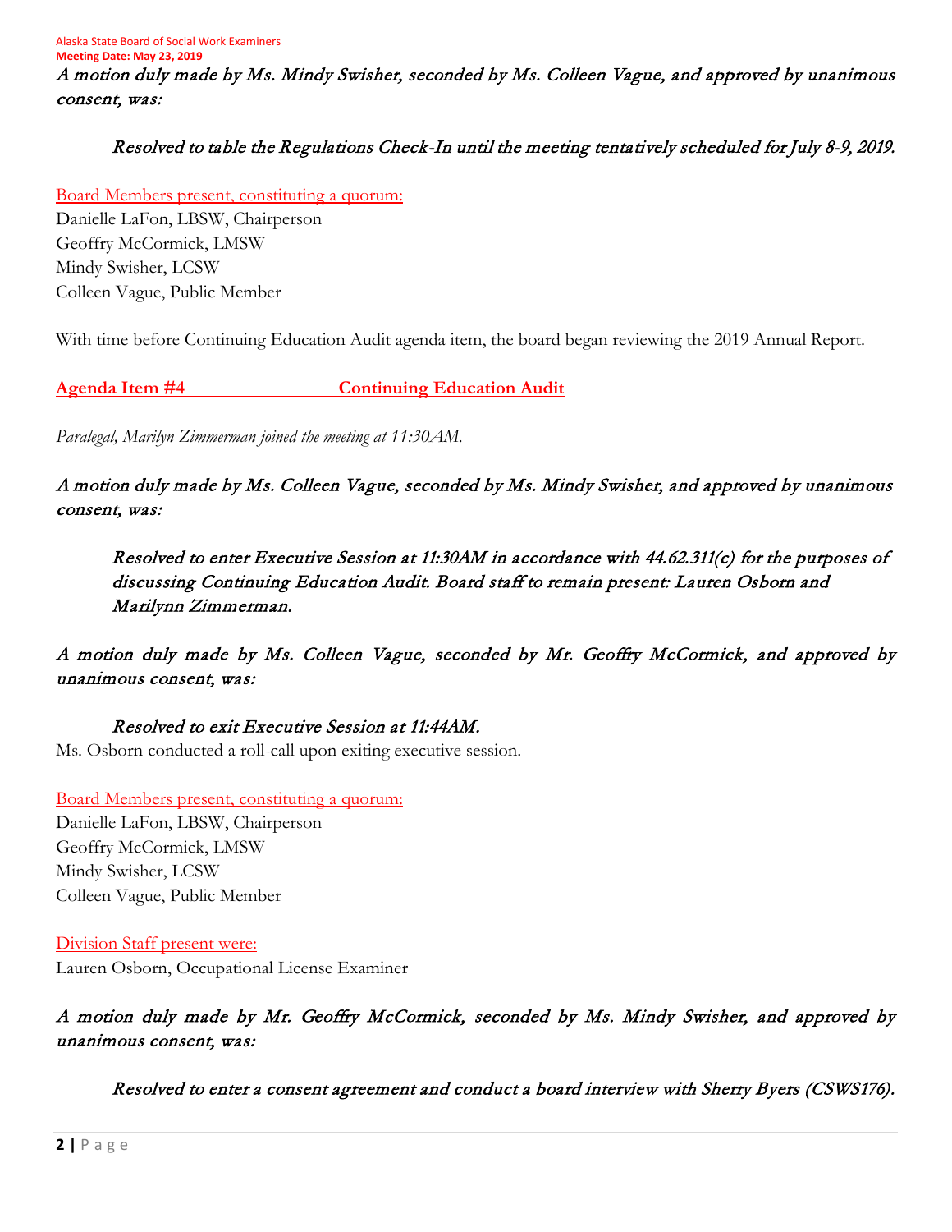*A motion duly made by Ms. Mindy Swisher, seconded by Ms. Colleen Vague, and approved by unanimous consent, was:*

> ***Resolved to table the Regulations Check-In until the meeting tentatively scheduled for July 8-9, 2019.***

Board Members present, constituting a quorum:
Danielle LaFon, LBSW, Chairperson
Geoffry McCormick, LMSW
Mindy Swisher, LCSW
Colleen Vague, Public Member

With time before Continuing Education Audit agenda item, the board began reviewing the 2019 Annual Report.

**Agenda Item #4 Continuing Education Audit**

*Paralegal, Marilyn Zimmerman joined the meeting at 11:30AM.*

*A motion duly made by Ms. Colleen Vague, seconded by Ms. Mindy Swisher, and approved by unanimous consent, was:*

> ***Resolved to enter Executive Session at 11:30AM in accordance with 44.62.311(c) for the purposes of discussing Continuing Education Audit. Board staff to remain present: Lauren Osborn and Marilynn Zimmerman.***

*A motion duly made by Ms. Colleen Vague, seconded by Mr. Geoffry McCormick, and approved by unanimous consent, was:*

> ***Resolved to exit Executive Session at 11:44AM.***

Ms. Osborn conducted a roll-call upon exiting executive session.

Board Members present, constituting a quorum:
Danielle LaFon, LBSW, Chairperson
Geoffry McCormick, LMSW
Mindy Swisher, LCSW
Colleen Vague, Public Member

Division Staff present were:
Lauren Osborn, Occupational License Examiner

*A motion duly made by Mr. Geoffry McCormick, seconded by Ms. Mindy Swisher, and approved by unanimous consent, was:*

> ***Resolved to enter a consent agreement and conduct a board interview with Sherry Byers (CSWS176).***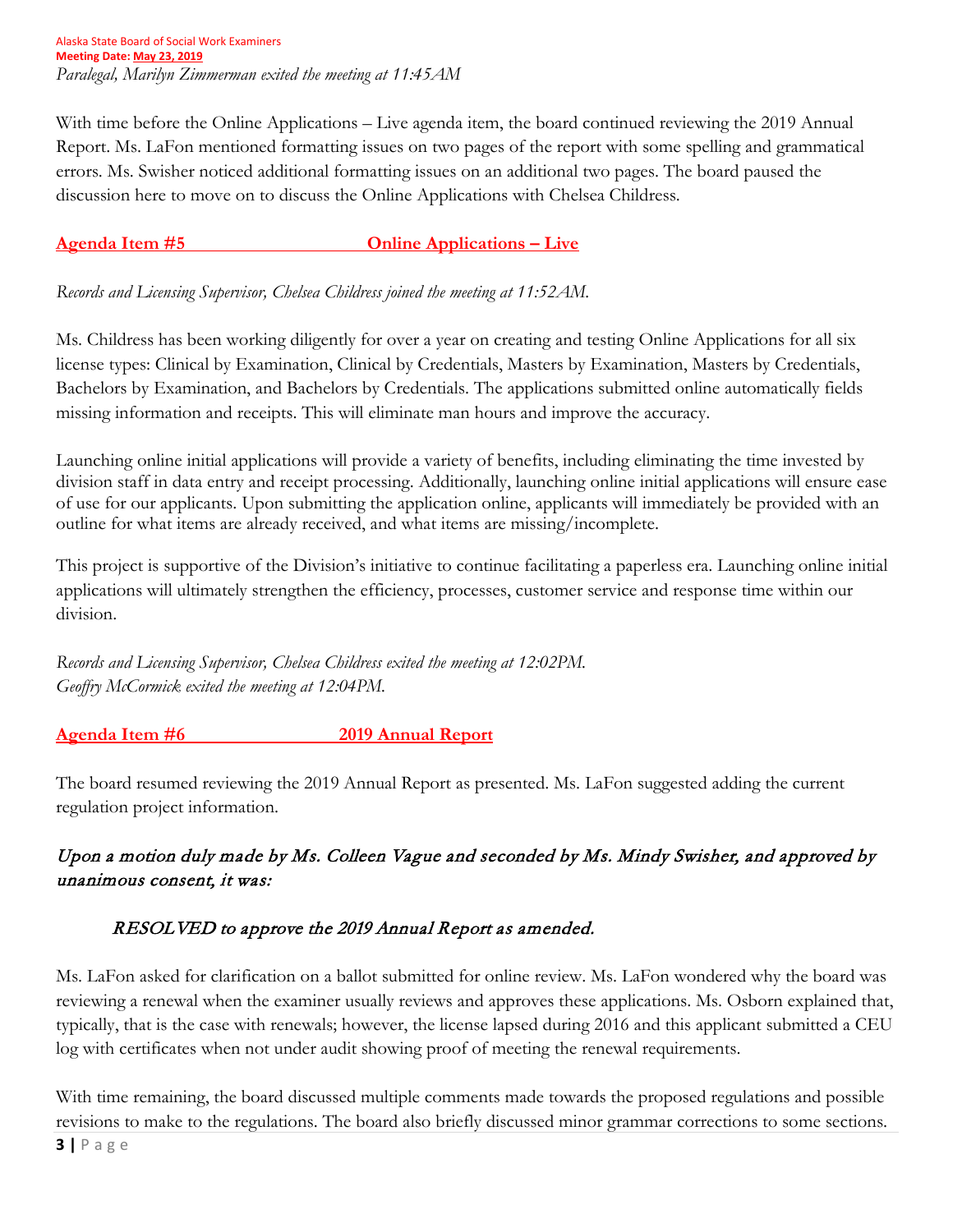*Paralegal, Marilyn Zimmerman exited the meeting at 11:45AM*

With time before the Online Applications – Live agenda item, the board continued reviewing the 2019 Annual Report. Ms. LaFon mentioned formatting issues on two pages of the report with some spelling and grammatical errors. Ms. Swisher noticed additional formatting issues on an additional two pages. The board paused the discussion here to move on to discuss the Online Applications with Chelsea Childress.

## Agenda Item #5 Online Applications – Live

*Records and Licensing Supervisor, Chelsea Childress joined the meeting at 11:52AM.*

Ms. Childress has been working diligently for over a year on creating and testing Online Applications for all six license types: Clinical by Examination, Clinical by Credentials, Masters by Examination, Masters by Credentials, Bachelors by Examination, and Bachelors by Credentials. The applications submitted online automatically fields missing information and receipts. This will eliminate man hours and improve the accuracy.

Launching online initial applications will provide a variety of benefits, including eliminating the time invested by division staff in data entry and receipt processing. Additionally, launching online initial applications will ensure ease of use for our applicants. Upon submitting the application online, applicants will immediately be provided with an outline for what items are already received, and what items are missing/incomplete.

This project is supportive of the Division's initiative to continue facilitating a paperless era. Launching online initial applications will ultimately strengthen the efficiency, processes, customer service and response time within our division.

*Records and Licensing Supervisor, Chelsea Childress exited the meeting at 12:02PM.*
*Geoffry McCormick exited the meeting at 12:04PM.*

## Agenda Item #6 2019 Annual Report

The board resumed reviewing the 2019 Annual Report as presented. Ms. LaFon suggested adding the current regulation project information.

***Upon a motion duly made by Ms. Colleen Vague and seconded by Ms. Mindy Swisher, and approved by unanimous consent, it was:***

> *RESOLVED to approve the 2019 Annual Report as amended.*

Ms. LaFon asked for clarification on a ballot submitted for online review. Ms. LaFon wondered why the board was reviewing a renewal when the examiner usually reviews and approves these applications. Ms. Osborn explained that, typically, that is the case with renewals; however, the license lapsed during 2016 and this applicant submitted a CEU log with certificates when not under audit showing proof of meeting the renewal requirements.

With time remaining, the board discussed multiple comments made towards the proposed regulations and possible revisions to make to the regulations. The board also briefly discussed minor grammar corrections to some sections.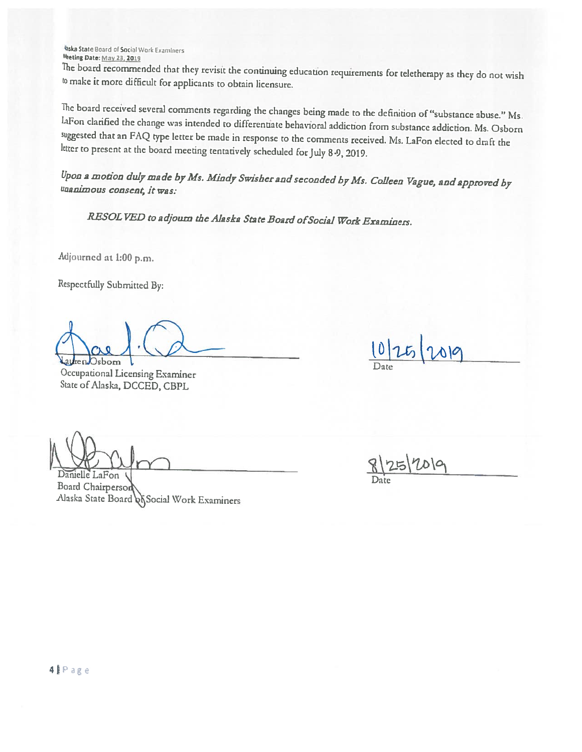The board recommended that they revisit the continuing education requirements for teletherapy as they do not wish to make it more difficult for applicants to obtain licensure.

The board received several comments regarding the changes being made to the definition of "substance abuse." Ms. LaFon clarified the change was intended to differentiate behavioral addiction from substance addiction. Ms. Osborn suggested that an FAQ type letter be made in response to the comments received. Ms. LaFon elected to draft the letter to present at the board meeting tentatively scheduled for July 8-9, 2019.

*Upon a motion duly made by Ms. Mindy Swisher and seconded by Ms. Colleen Vague, and approved by unanimous consent, it was:*

*RESOLVED to adjourn the Alaska State Board of Social Work Examiners.*

Adjourned at 1:00 p.m.

Respectfully Submitted By:

Lauren Osborn
Occupational Licensing Examiner
State of Alaska, DCCED, CBPL

10/25/2019
Date

Danielle LaFon
Board Chairperson
Alaska State Board of Social Work Examiners

8/25/2019
Date